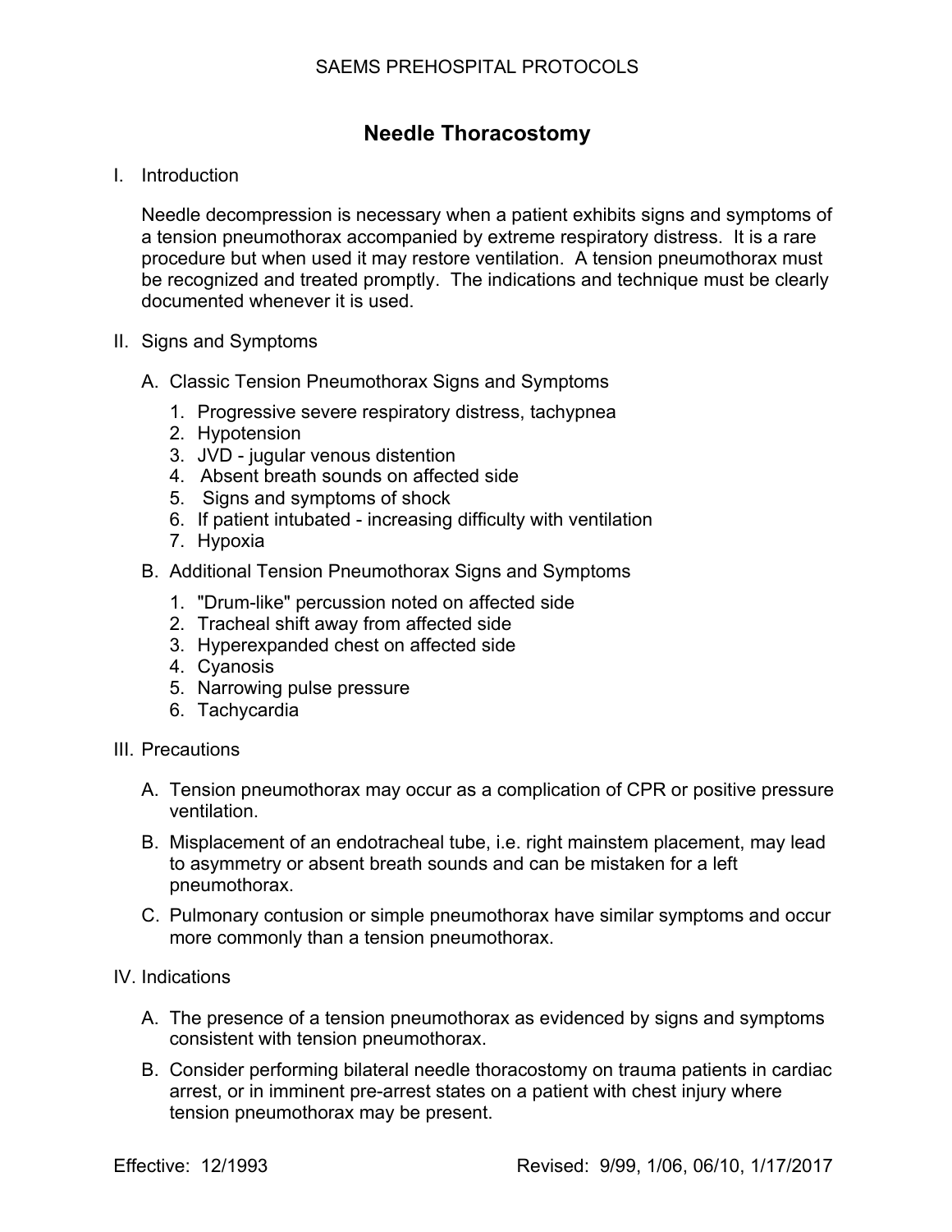SAEMS PREHOSPITAL PROTOCOLS

# Needle Thoracostomy

## I. Introduction

Needle decompression is necessary when a patient exhibits signs and symptoms of a tension pneumothorax accompanied by extreme respiratory distress. It is a rare procedure but when used it may restore ventilation. A tension pneumothorax must be recognized and treated promptly. The indications and technique must be clearly documented whenever it is used.

## II. Signs and Symptoms

A. Classic Tension Pneumothorax Signs and Symptoms

1. Progressive severe respiratory distress, tachypnea
2. Hypotension
3. JVD - jugular venous distention
4. Absent breath sounds on affected side
5. Signs and symptoms of shock
6. If patient intubated - increasing difficulty with ventilation
7. Hypoxia

B. Additional Tension Pneumothorax Signs and Symptoms

1. "Drum-like" percussion noted on affected side
2. Tracheal shift away from affected side
3. Hyperexpanded chest on affected side
4. Cyanosis
5. Narrowing pulse pressure
6. Tachycardia

## III. Precautions

A. Tension pneumothorax may occur as a complication of CPR or positive pressure ventilation.

B. Misplacement of an endotracheal tube, i.e. right mainstem placement, may lead to asymmetry or absent breath sounds and can be mistaken for a left pneumothorax.

C. Pulmonary contusion or simple pneumothorax have similar symptoms and occur more commonly than a tension pneumothorax.

## IV. Indications

A. The presence of a tension pneumothorax as evidenced by signs and symptoms consistent with tension pneumothorax.

B. Consider performing bilateral needle thoracostomy on trauma patients in cardiac arrest, or in imminent pre-arrest states on a patient with chest injury where tension pneumothorax may be present.

Effective: 12/1993 Revised: 9/99, 1/06, 06/10, 1/17/2017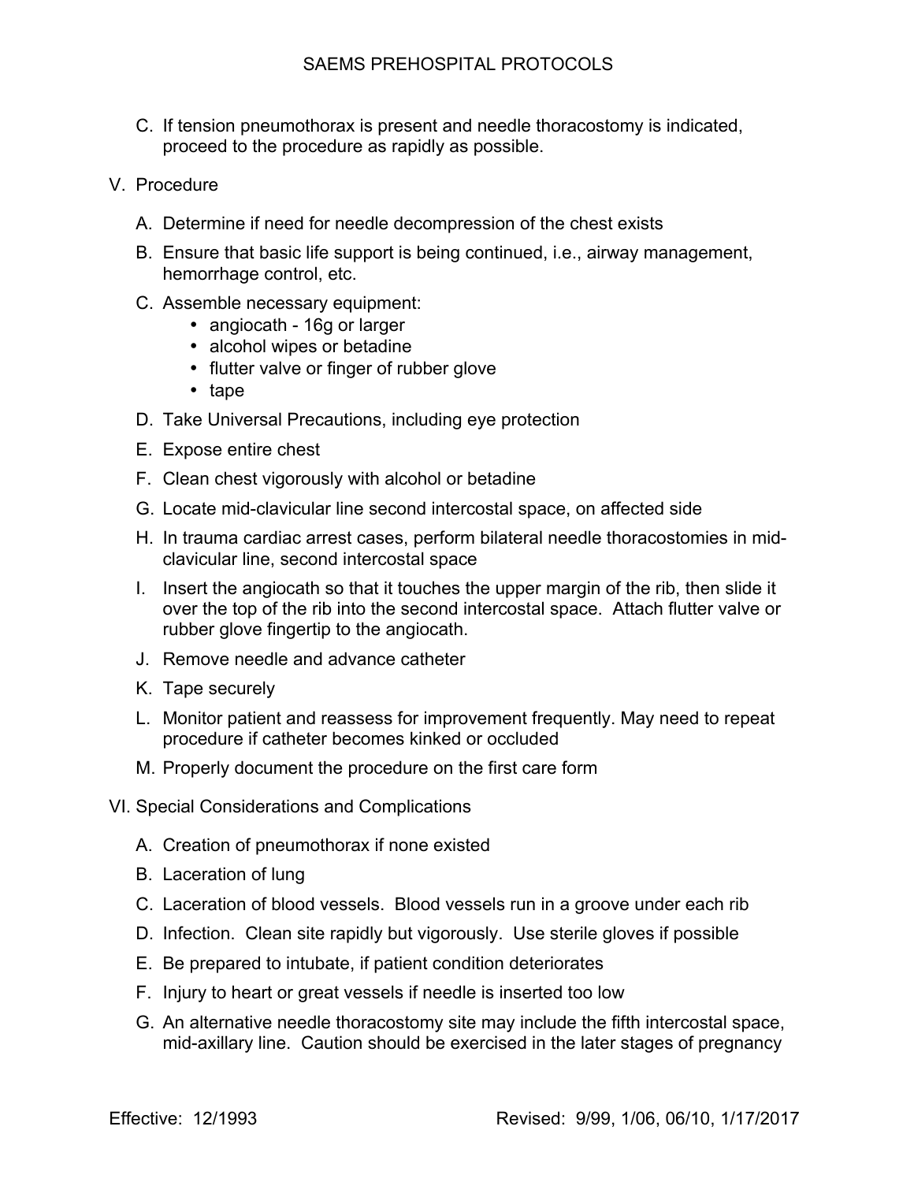C. If tension pneumothorax is present and needle thoracostomy is indicated, proceed to the procedure as rapidly as possible.

V. Procedure

A. Determine if need for needle decompression of the chest exists

B. Ensure that basic life support is being continued, i.e., airway management, hemorrhage control, etc.

C. Assemble necessary equipment:

- angiocath - 16g or larger
- alcohol wipes or betadine
- flutter valve or finger of rubber glove
- tape

D. Take Universal Precautions, including eye protection

E. Expose entire chest

F. Clean chest vigorously with alcohol or betadine

G. Locate mid-clavicular line second intercostal space, on affected side

H. In trauma cardiac arrest cases, perform bilateral needle thoracostomies in mid-clavicular line, second intercostal space

I. Insert the angiocath so that it touches the upper margin of the rib, then slide it over the top of the rib into the second intercostal space. Attach flutter valve or rubber glove fingertip to the angiocath.

J. Remove needle and advance catheter

K. Tape securely

L. Monitor patient and reassess for improvement frequently. May need to repeat procedure if catheter becomes kinked or occluded

M. Properly document the procedure on the first care form

VI. Special Considerations and Complications

A. Creation of pneumothorax if none existed

B. Laceration of lung

C. Laceration of blood vessels. Blood vessels run in a groove under each rib

D. Infection. Clean site rapidly but vigorously. Use sterile gloves if possible

E. Be prepared to intubate, if patient condition deteriorates

F. Injury to heart or great vessels if needle is inserted too low

G. An alternative needle thoracostomy site may include the fifth intercostal space, mid-axillary line. Caution should be exercised in the later stages of pregnancy

Effective: 12/1993 Revised: 9/99, 1/06, 06/10, 1/17/2017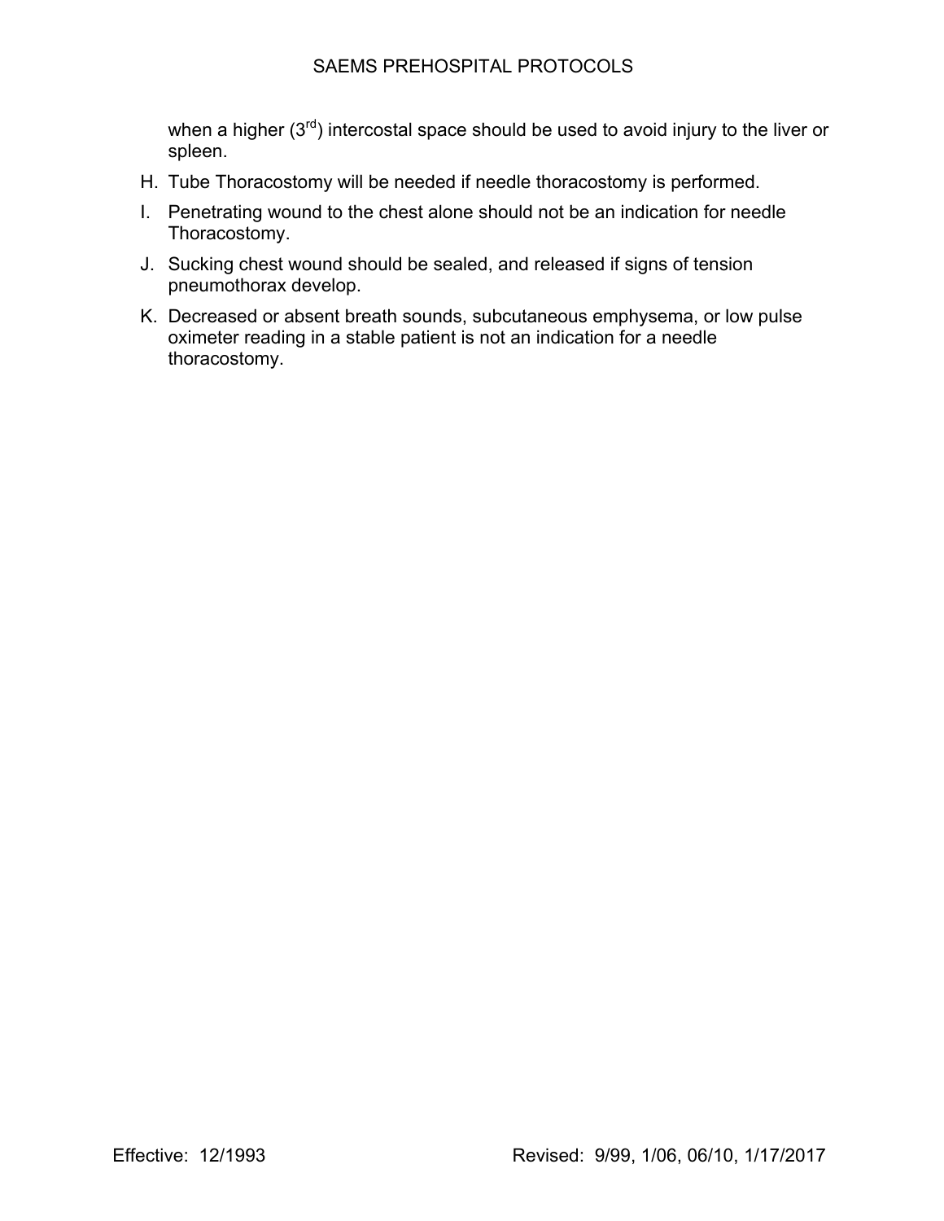when a higher (3rd) intercostal space should be used to avoid injury to the liver or spleen.

H. Tube Thoracostomy will be needed if needle thoracostomy is performed.

I. Penetrating wound to the chest alone should not be an indication for needle Thoracostomy.

J. Sucking chest wound should be sealed, and released if signs of tension pneumothorax develop.

K. Decreased or absent breath sounds, subcutaneous emphysema, or low pulse oximeter reading in a stable patient is not an indication for a needle thoracostomy.

Effective: 12/1993 Revised: 9/99, 1/06, 06/10, 1/17/2017